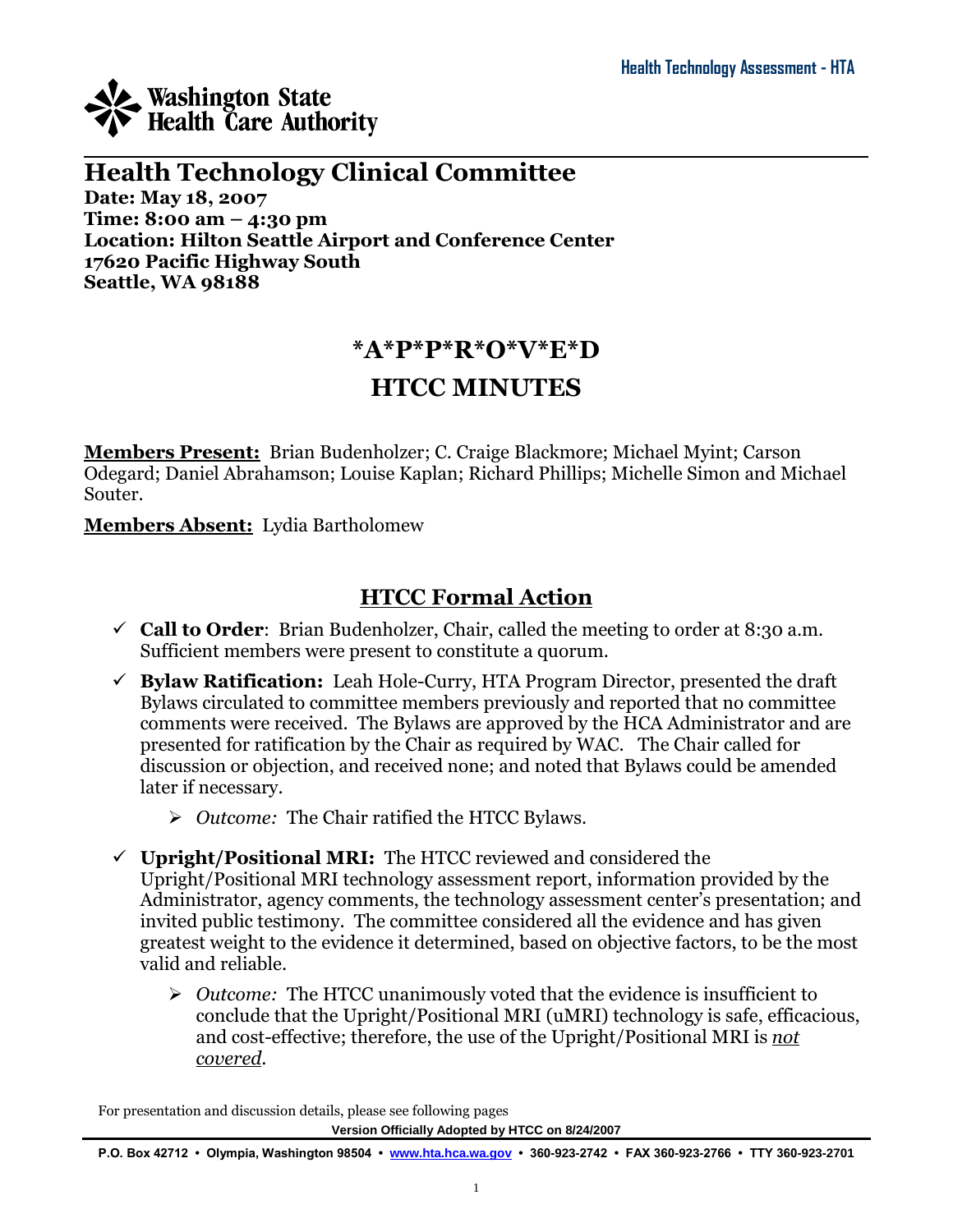Washington State Health Care Authority

Health Technology Assessment - HTA

# Health Technology Clinical Committee

**Date: May 18, 2007**
**Time: 8:00 am – 4:30 pm**
**Location: Hilton Seattle Airport and Conference Center**
**17620 Pacific Highway South**
**Seattle, WA 98188**

## *A*P*P*R*O*V*E*D

## HTCC MINUTES

**Members Present:** Brian Budenholzer; C. Craige Blackmore; Michael Myint; Carson Odegard; Daniel Abrahamson; Louise Kaplan; Richard Phillips; Michelle Simon and Michael Souter.

**Members Absent:** Lydia Bartholomew

## HTCC Formal Action

- ✓ **Call to Order**: Brian Budenholzer, Chair, called the meeting to order at 8:30 a.m. Sufficient members were present to constitute a quorum.
- ✓ **Bylaw Ratification:** Leah Hole-Curry, HTA Program Director, presented the draft Bylaws circulated to committee members previously and reported that no committee comments were received. The Bylaws are approved by the HCA Administrator and are presented for ratification by the Chair as required by WAC. The Chair called for discussion or objection, and received none; and noted that Bylaws could be amended later if necessary.
  - ➢ *Outcome:* The Chair ratified the HTCC Bylaws.
- ✓ **Upright/Positional MRI:** The HTCC reviewed and considered the Upright/Positional MRI technology assessment report, information provided by the Administrator, agency comments, the technology assessment center's presentation; and invited public testimony. The committee considered all the evidence and has given greatest weight to the evidence it determined, based on objective factors, to be the most valid and reliable.
  - ➢ *Outcome:* The HTCC unanimously voted that the evidence is insufficient to conclude that the Upright/Positional MRI (uMRI) technology is safe, efficacious, and cost-effective; therefore, the use of the Upright/Positional MRI is *not covered*.

For presentation and discussion details, please see following pages

**Version Officially Adopted by HTCC on 8/24/2007**

**P.O. Box 42712 • Olympia, Washington 98504 • www.hta.hca.wa.gov • 360-923-2742 • FAX 360-923-2766 • TTY 360-923-2701**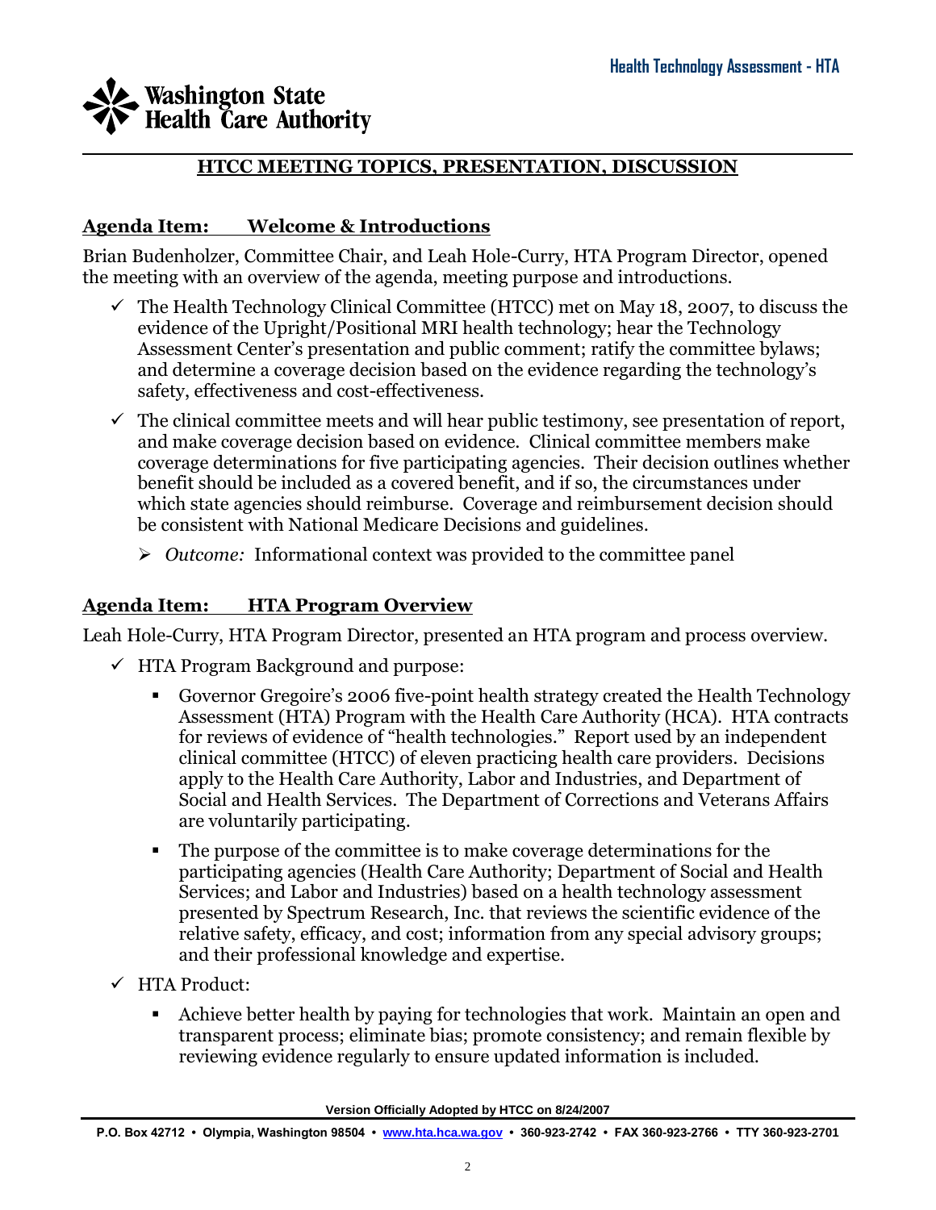## HTCC MEETING TOPICS, PRESENTATION, DISCUSSION

### Agenda Item: Welcome & Introductions

Brian Budenholzer, Committee Chair, and Leah Hole-Curry, HTA Program Director, opened the meeting with an overview of the agenda, meeting purpose and introductions.

- ✓ The Health Technology Clinical Committee (HTCC) met on May 18, 2007, to discuss the evidence of the Upright/Positional MRI health technology; hear the Technology Assessment Center's presentation and public comment; ratify the committee bylaws; and determine a coverage decision based on the evidence regarding the technology's safety, effectiveness and cost-effectiveness.
- ✓ The clinical committee meets and will hear public testimony, see presentation of report, and make coverage decision based on evidence. Clinical committee members make coverage determinations for five participating agencies. Their decision outlines whether benefit should be included as a covered benefit, and if so, the circumstances under which state agencies should reimburse. Coverage and reimbursement decision should be consistent with National Medicare Decisions and guidelines.
  - ➢ *Outcome:* Informational context was provided to the committee panel

### Agenda Item: HTA Program Overview

Leah Hole-Curry, HTA Program Director, presented an HTA program and process overview.

- ✓ HTA Program Background and purpose:
  - Governor Gregoire's 2006 five-point health strategy created the Health Technology Assessment (HTA) Program with the Health Care Authority (HCA). HTA contracts for reviews of evidence of "health technologies." Report used by an independent clinical committee (HTCC) of eleven practicing health care providers. Decisions apply to the Health Care Authority, Labor and Industries, and Department of Social and Health Services. The Department of Corrections and Veterans Affairs are voluntarily participating.
  - The purpose of the committee is to make coverage determinations for the participating agencies (Health Care Authority; Department of Social and Health Services; and Labor and Industries) based on a health technology assessment presented by Spectrum Research, Inc. that reviews the scientific evidence of the relative safety, efficacy, and cost; information from any special advisory groups; and their professional knowledge and expertise.
- ✓ HTA Product:
  - Achieve better health by paying for technologies that work. Maintain an open and transparent process; eliminate bias; promote consistency; and remain flexible by reviewing evidence regularly to ensure updated information is included.

Version Officially Adopted by HTCC on 8/24/2007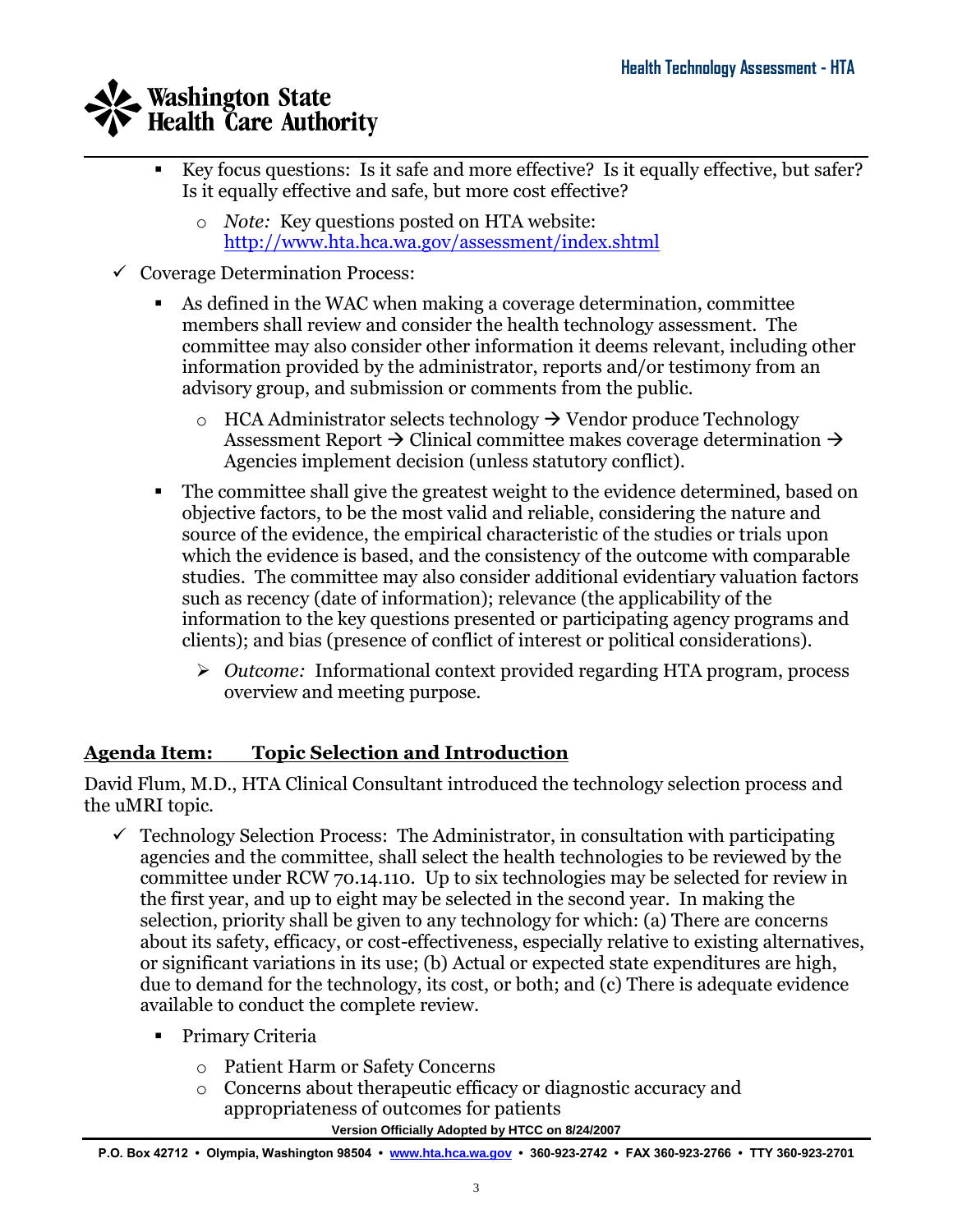- Key focus questions: Is it safe and more effective? Is it equally effective, but safer? Is it equally effective and safe, but more cost effective?
  - *Note:* Key questions posted on HTA website: http://www.hta.hca.wa.gov/assessment/index.shtml

✓ Coverage Determination Process:

- As defined in the WAC when making a coverage determination, committee members shall review and consider the health technology assessment. The committee may also consider other information it deems relevant, including other information provided by the administrator, reports and/or testimony from an advisory group, and submission or comments from the public.
  - HCA Administrator selects technology → Vendor produce Technology Assessment Report → Clinical committee makes coverage determination → Agencies implement decision (unless statutory conflict).
- The committee shall give the greatest weight to the evidence determined, based on objective factors, to be the most valid and reliable, considering the nature and source of the evidence, the empirical characteristic of the studies or trials upon which the evidence is based, and the consistency of the outcome with comparable studies. The committee may also consider additional evidentiary valuation factors such as recency (date of information); relevance (the applicability of the information to the key questions presented or participating agency programs and clients); and bias (presence of conflict of interest or political considerations).
  - *Outcome:* Informational context provided regarding HTA program, process overview and meeting purpose.

## Agenda Item: Topic Selection and Introduction

David Flum, M.D., HTA Clinical Consultant introduced the technology selection process and the uMRI topic.

✓ Technology Selection Process: The Administrator, in consultation with participating agencies and the committee, shall select the health technologies to be reviewed by the committee under RCW 70.14.110. Up to six technologies may be selected for review in the first year, and up to eight may be selected in the second year. In making the selection, priority shall be given to any technology for which: (a) There are concerns about its safety, efficacy, or cost-effectiveness, especially relative to existing alternatives, or significant variations in its use; (b) Actual or expected state expenditures are high, due to demand for the technology, its cost, or both; and (c) There is adequate evidence available to conduct the complete review.

- Primary Criteria
  - Patient Harm or Safety Concerns
  - Concerns about therapeutic efficacy or diagnostic accuracy and appropriateness of outcomes for patients

Version Officially Adopted by HTCC on 8/24/2007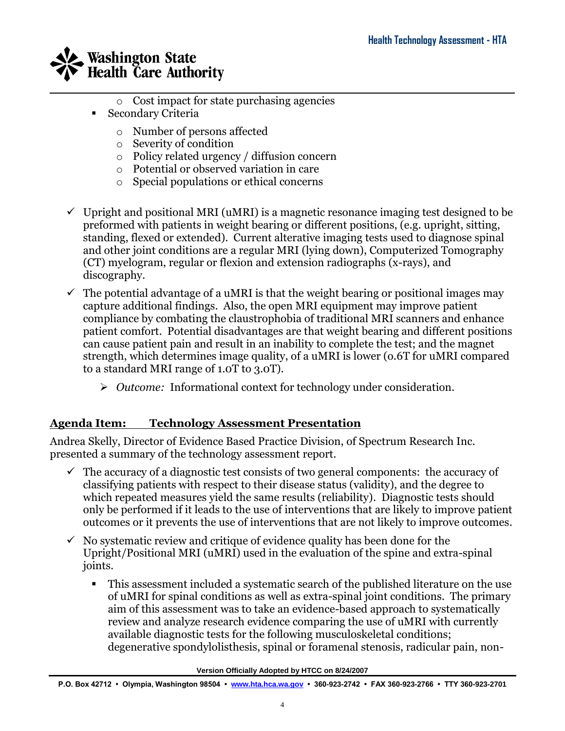- Cost impact for state purchasing agencies
- Secondary Criteria
  - Number of persons affected
  - Severity of condition
  - Policy related urgency / diffusion concern
  - Potential or observed variation in care
  - Special populations or ethical concerns

- ✓ Upright and positional MRI (uMRI) is a magnetic resonance imaging test designed to be preformed with patients in weight bearing or different positions, (e.g. upright, sitting, standing, flexed or extended). Current alterative imaging tests used to diagnose spinal and other joint conditions are a regular MRI (lying down), Computerized Tomography (CT) myelogram, regular or flexion and extension radiographs (x-rays), and discography.
- ✓ The potential advantage of a uMRI is that the weight bearing or positional images may capture additional findings. Also, the open MRI equipment may improve patient compliance by combating the claustrophobia of traditional MRI scanners and enhance patient comfort. Potential disadvantages are that weight bearing and different positions can cause patient pain and result in an inability to complete the test; and the magnet strength, which determines image quality, of a uMRI is lower (0.6T for uMRI compared to a standard MRI range of 1.0T to 3.0T).
  - ➢ *Outcome:* Informational context for technology under consideration.

**Agenda Item: Technology Assessment Presentation**

Andrea Skelly, Director of Evidence Based Practice Division, of Spectrum Research Inc. presented a summary of the technology assessment report.

- ✓ The accuracy of a diagnostic test consists of two general components: the accuracy of classifying patients with respect to their disease status (validity), and the degree to which repeated measures yield the same results (reliability). Diagnostic tests should only be performed if it leads to the use of interventions that are likely to improve patient outcomes or it prevents the use of interventions that are not likely to improve outcomes.
- ✓ No systematic review and critique of evidence quality has been done for the Upright/Positional MRI (uMRI) used in the evaluation of the spine and extra-spinal joints.
  - This assessment included a systematic search of the published literature on the use of uMRI for spinal conditions as well as extra-spinal joint conditions. The primary aim of this assessment was to take an evidence-based approach to systematically review and analyze research evidence comparing the use of uMRI with currently available diagnostic tests for the following musculoskeletal conditions; degenerative spondylolisthesis, spinal or foramenal stenosis, radicular pain, non-

Version Officially Adopted by HTCC on 8/24/2007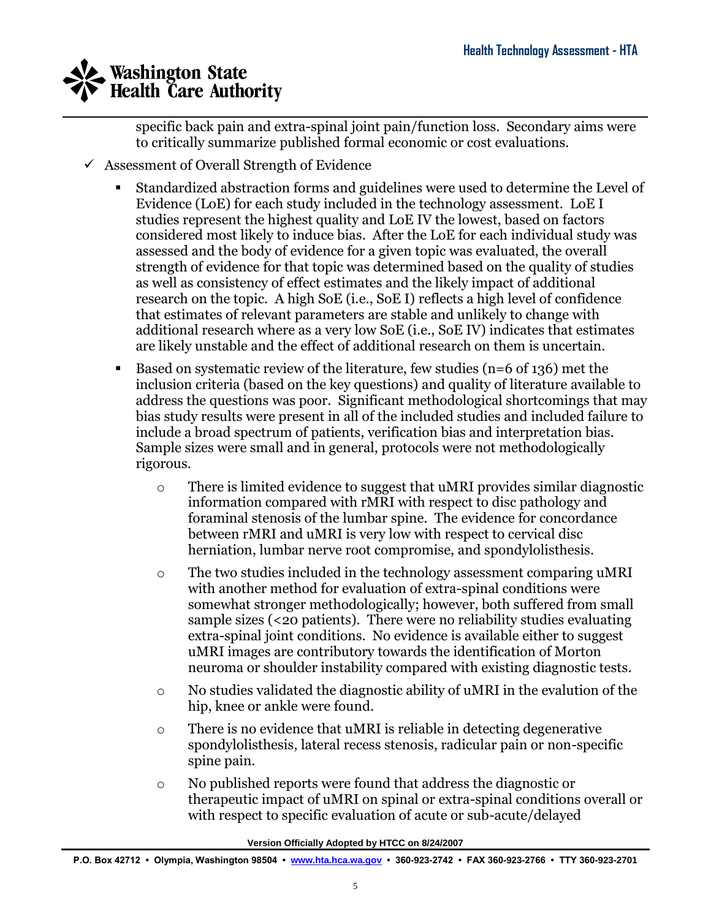specific back pain and extra-spinal joint pain/function loss. Secondary aims were to critically summarize published formal economic or cost evaluations.

- ✓ Assessment of Overall Strength of Evidence
  - Standardized abstraction forms and guidelines were used to determine the Level of Evidence (LoE) for each study included in the technology assessment. LoE I studies represent the highest quality and LoE IV the lowest, based on factors considered most likely to induce bias. After the LoE for each individual study was assessed and the body of evidence for a given topic was evaluated, the overall strength of evidence for that topic was determined based on the quality of studies as well as consistency of effect estimates and the likely impact of additional research on the topic. A high SoE (i.e., SoE I) reflects a high level of confidence that estimates of relevant parameters are stable and unlikely to change with additional research where as a very low SoE (i.e., SoE IV) indicates that estimates are likely unstable and the effect of additional research on them is uncertain.
  - Based on systematic review of the literature, few studies (n=6 of 136) met the inclusion criteria (based on the key questions) and quality of literature available to address the questions was poor. Significant methodological shortcomings that may bias study results were present in all of the included studies and included failure to include a broad spectrum of patients, verification bias and interpretation bias. Sample sizes were small and in general, protocols were not methodologically rigorous.
    - There is limited evidence to suggest that uMRI provides similar diagnostic information compared with rMRI with respect to disc pathology and foraminal stenosis of the lumbar spine. The evidence for concordance between rMRI and uMRI is very low with respect to cervical disc herniation, lumbar nerve root compromise, and spondylolisthesis.
    - The two studies included in the technology assessment comparing uMRI with another method for evaluation of extra-spinal conditions were somewhat stronger methodologically; however, both suffered from small sample sizes (<20 patients). There were no reliability studies evaluating extra-spinal joint conditions. No evidence is available either to suggest uMRI images are contributory towards the identification of Morton neuroma or shoulder instability compared with existing diagnostic tests.
    - No studies validated the diagnostic ability of uMRI in the evalution of the hip, knee or ankle were found.
    - There is no evidence that uMRI is reliable in detecting degenerative spondylolisthesis, lateral recess stenosis, radicular pain or non-specific spine pain.
    - No published reports were found that address the diagnostic or therapeutic impact of uMRI on spinal or extra-spinal conditions overall or with respect to specific evaluation of acute or sub-acute/delayed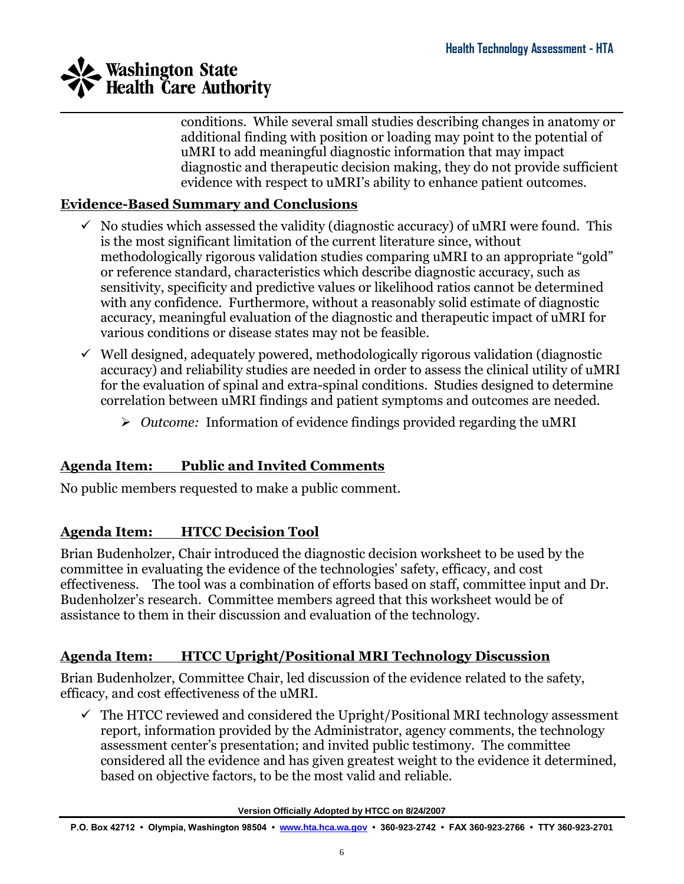conditions. While several small studies describing changes in anatomy or additional finding with position or loading may point to the potential of uMRI to add meaningful diagnostic information that may impact diagnostic and therapeutic decision making, they do not provide sufficient evidence with respect to uMRI's ability to enhance patient outcomes.

**Evidence-Based Summary and Conclusions**

- ✓ No studies which assessed the validity (diagnostic accuracy) of uMRI were found. This is the most significant limitation of the current literature since, without methodologically rigorous validation studies comparing uMRI to an appropriate "gold" or reference standard, characteristics which describe diagnostic accuracy, such as sensitivity, specificity and predictive values or likelihood ratios cannot be determined with any confidence. Furthermore, without a reasonably solid estimate of diagnostic accuracy, meaningful evaluation of the diagnostic and therapeutic impact of uMRI for various conditions or disease states may not be feasible.
- ✓ Well designed, adequately powered, methodologically rigorous validation (diagnostic accuracy) and reliability studies are needed in order to assess the clinical utility of uMRI for the evaluation of spinal and extra-spinal conditions. Studies designed to determine correlation between uMRI findings and patient symptoms and outcomes are needed.
  - *Outcome:* Information of evidence findings provided regarding the uMRI

**Agenda Item: Public and Invited Comments**

No public members requested to make a public comment.

**Agenda Item: HTCC Decision Tool**

Brian Budenholzer, Chair introduced the diagnostic decision worksheet to be used by the committee in evaluating the evidence of the technologies' safety, efficacy, and cost effectiveness. The tool was a combination of efforts based on staff, committee input and Dr. Budenholzer's research. Committee members agreed that this worksheet would be of assistance to them in their discussion and evaluation of the technology.

**Agenda Item: HTCC Upright/Positional MRI Technology Discussion**

Brian Budenholzer, Committee Chair, led discussion of the evidence related to the safety, efficacy, and cost effectiveness of the uMRI.

- ✓ The HTCC reviewed and considered the Upright/Positional MRI technology assessment report, information provided by the Administrator, agency comments, the technology assessment center's presentation; and invited public testimony. The committee considered all the evidence and has given greatest weight to the evidence it determined, based on objective factors, to be the most valid and reliable.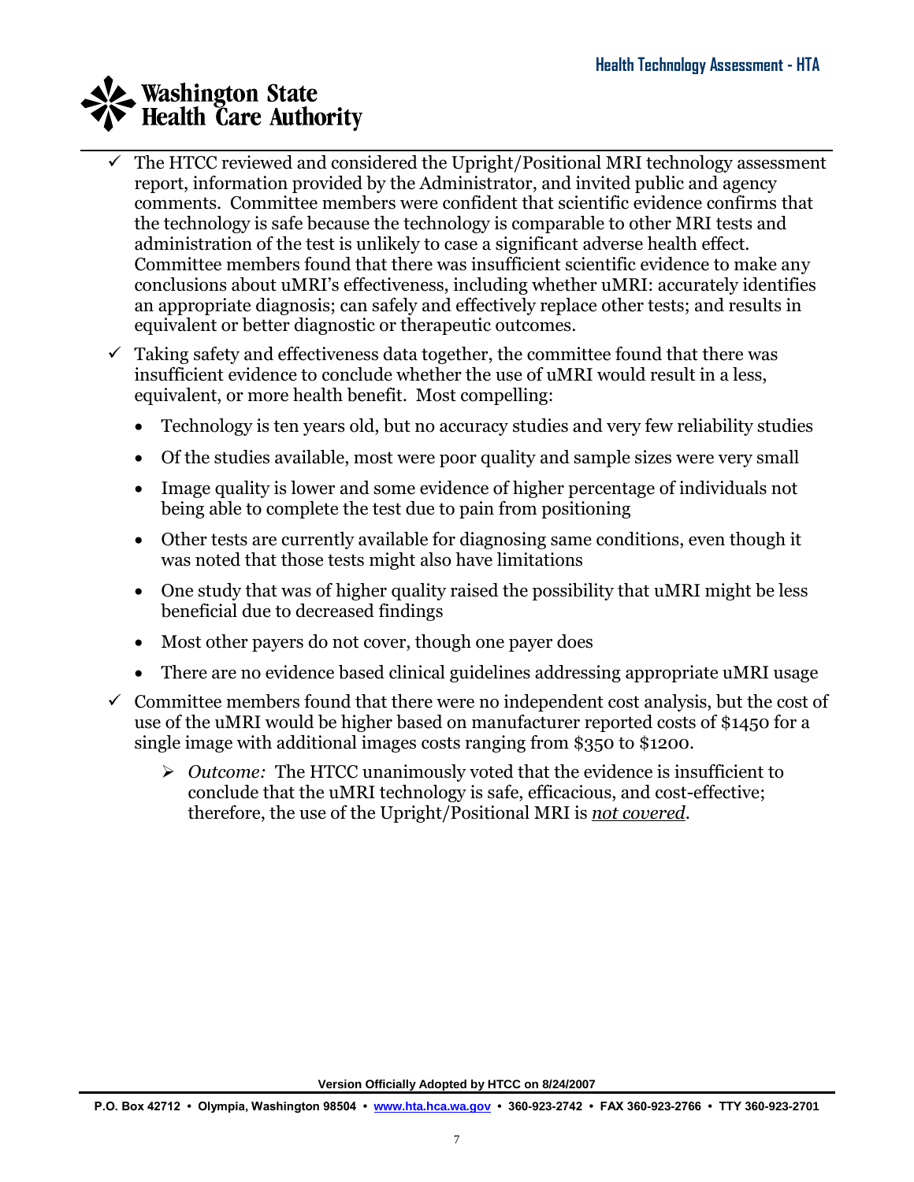- ✓ The HTCC reviewed and considered the Upright/Positional MRI technology assessment report, information provided by the Administrator, and invited public and agency comments. Committee members were confident that scientific evidence confirms that the technology is safe because the technology is comparable to other MRI tests and administration of the test is unlikely to case a significant adverse health effect. Committee members found that there was insufficient scientific evidence to make any conclusions about uMRI's effectiveness, including whether uMRI: accurately identifies an appropriate diagnosis; can safely and effectively replace other tests; and results in equivalent or better diagnostic or therapeutic outcomes.
- ✓ Taking safety and effectiveness data together, the committee found that there was insufficient evidence to conclude whether the use of uMRI would result in a less, equivalent, or more health benefit. Most compelling:
  - Technology is ten years old, but no accuracy studies and very few reliability studies
  - Of the studies available, most were poor quality and sample sizes were very small
  - Image quality is lower and some evidence of higher percentage of individuals not being able to complete the test due to pain from positioning
  - Other tests are currently available for diagnosing same conditions, even though it was noted that those tests might also have limitations
  - One study that was of higher quality raised the possibility that uMRI might be less beneficial due to decreased findings
  - Most other payers do not cover, though one payer does
  - There are no evidence based clinical guidelines addressing appropriate uMRI usage
- ✓ Committee members found that there were no independent cost analysis, but the cost of use of the uMRI would be higher based on manufacturer reported costs of $1450 for a single image with additional images costs ranging from $350 to $1200.
  - ➢ *Outcome:* The HTCC unanimously voted that the evidence is insufficient to conclude that the uMRI technology is safe, efficacious, and cost-effective; therefore, the use of the Upright/Positional MRI is *not covered*.

**Version Officially Adopted by HTCC on 8/24/2007**